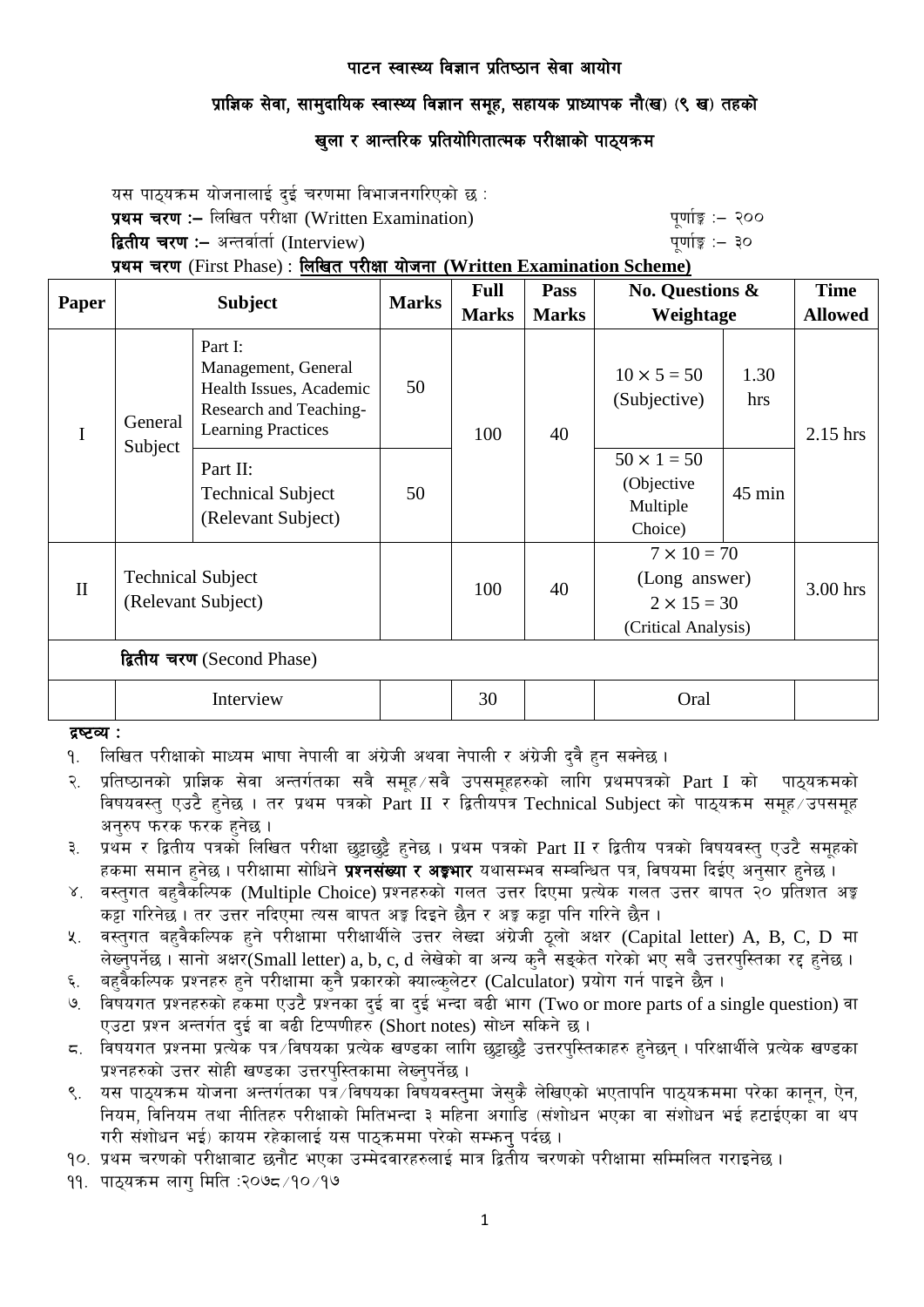# पाटन स्वास्थ्य विज्ञान प्रतिष्ठान सेवा आयोग

## प्राज्ञिक सेवा, सामुदायिक स्वास्थ्य विज्ञान समूह, सहायक प्राध्यापक नौ(ख) (९ ख) तहको

## खुला र आन्तरिक प्रतियोगितात्मक परीक्षाको पाठ्यक्रम

यस पाठ्यक्रम योजनालाई दुई चरणमा विभाजनगरिएको छ :

**प्रथम चरण :–** लिखित परीक्षा (Written Examination) पूर्णाङ्क :– २००

**द्वितीय चरण :–** अन्तर्वार्ता (Interview) पूर्णाङ्क :– ३०

**प्रथम चरण** (First Phase) : **लिखित परीक्षा योजना (Written Examination Scheme)**

| Paper | Subject | | Marks | Full Marks | Pass Marks | No. Questions & Weightage | | Time Allowed |
|---|---|---|---|---|---|---|---|---|
| I | General Subject | Part I: Management, General Health Issues, Academic Research and Teaching-Learning Practices | 50 | 100 | 40 | $10 \times 5 = 50$ (Subjective) | 1.30 hrs | 2.15 hrs |
| | | Part II: Technical Subject (Relevant Subject) | 50 | | | $50 \times 1 = 50$ (Objective Multiple Choice) | 45 min | |
| II | Technical Subject (Relevant Subject) | | | 100 | 40 | $7 \times 10 = 70$ (Long answer) $2 \times 15 = 30$ (Critical Analysis) | | 3.00 hrs |
| **द्वितीय चरण** (Second Phase) | | | | | | | | |
| | Interview | | | 30 | | Oral | | |

**द्रष्टव्य :**

१. लिखित परीक्षाको माध्यम भाषा नेपाली वा अंग्रेजी अथवा नेपाली र अंग्रेजी दुवै हुन सक्नेछ ।

२. प्रतिष्ठानको प्राज्ञिक सेवा अन्तर्गतका सवै समूह/सवै उपसमूहहरुको लागि प्रथमपत्रको Part I को पाठ्यक्रमको विषयवस्तु एउटै हुनेछ । तर प्रथम पत्रको Part II र द्वितीयपत्र Technical Subject को पाठ्यक्रम समूह/उपसमूह अनुरुप फरक फरक हुनेछ ।

३. प्रथम र द्वितीय पत्रको लिखित परीक्षा छुट्टाछुट्टै हुनेछ । प्रथम पत्रको Part II र द्वितीय पत्रको विषयवस्तु एउटै समूहको हकमा समान हुनेछ । परीक्षामा सोधिने **प्रश्नसंख्या र अङ्कभार** यथासम्भव सम्बन्धित पत्र, विषयमा दिईए अनुसार हुनेछ ।

४. वस्तुगत बहुवैकल्पिक (Multiple Choice) प्रश्नहरुको गलत उत्तर दिएमा प्रत्येक गलत उत्तर बापत २० प्रतिशत अङ्क कट्टा गरिनेछ । तर उत्तर नदिएमा त्यस बापत अङ्क दिइने छैन र अङ्क कट्टा पनि गरिने छैन ।

५. वस्तुगत बहुवैकल्पिक हुने परीक्षामा परीक्षार्थीले उत्तर लेख्दा अंग्रेजी ठूलो अक्षर (Capital letter) A, B, C, D मा लेख्नुपर्नेछ । सानो अक्षर(Small letter) a, b, c, d लेखेको वा अन्य कुनै सङ्केत गरेको भए सबै उत्तरपुस्तिका रद्द हुनेछ ।

६. बहुवैकल्पिक प्रश्नहरु हुने परीक्षामा कुनै प्रकारको क्याल्कुलेटर (Calculator) प्रयोग गर्न पाइने छैन ।

७. विषयगत प्रश्नहरुको हकमा एउटै प्रश्नका दुई वा दुई भन्दा बढी भाग (Two or more parts of a single question) वा एउटा प्रश्न अन्तर्गत दुई वा बढी टिप्पणीहरु (Short notes) सोध्न सकिने छ ।

८. विषयगत प्रश्नमा प्रत्येक पत्र/विषयका प्रत्येक खण्डका लागि छुट्टाछुट्टै उत्तरपुस्तिकाहरु हुनेछन् । परिक्षार्थीले प्रत्येक खण्डका प्रश्नहरुको उत्तर सोही खण्डका उत्तरपुस्तिकामा लेख्नुपर्नेछ ।

९. यस पाठ्यक्रम योजना अन्तर्गतका पत्र/विषयका विषयवस्तुमा जेसुकै लेखिएको भएतापनि पाठ्यक्रममा परेका कानून, ऐन, नियम, विनियम तथा नीतिहरु परीक्षाको मितिभन्दा ३ महिना अगाडि (संशोधन भएका वा संशोधन भई हटाईएका वा थप गरी संशोधन भई) कायम रहेकालाई यस पाठ्क्रममा परेको सम्झनु पर्दछ ।

१०. प्रथम चरणको परीक्षाबाट छनौट भएका उम्मेदवारहरुलाई मात्र द्वितीय चरणको परीक्षामा सम्मिलित गराइनेछ ।

११. पाठ्यक्रम लागु मिति :२०७८/१०/१७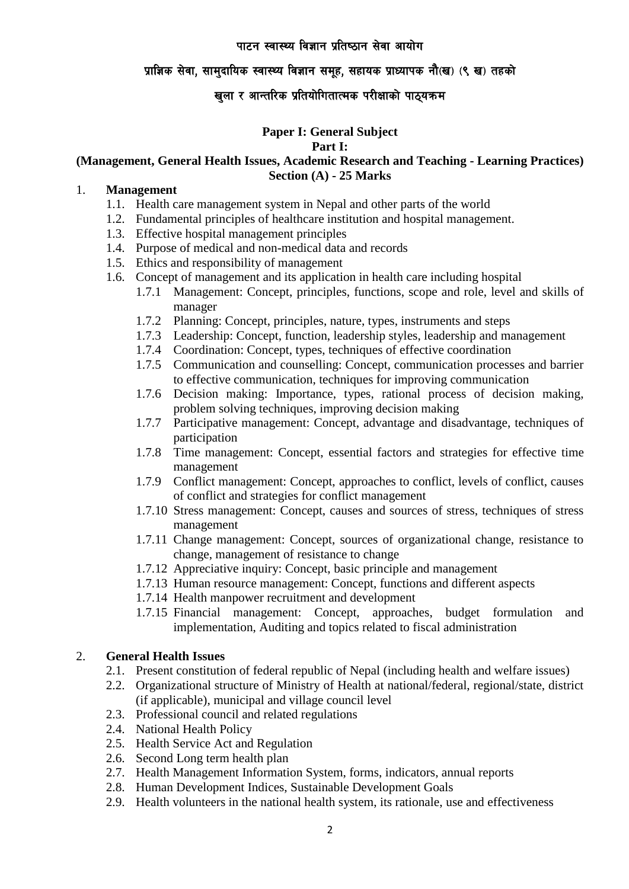**पाटन स्वास्थ्य विज्ञान प्रतिष्ठान सेवा आयोग**

**प्राज्ञिक सेवा, सामुदायिक स्वास्थ्य विज्ञान समूह, सहायक प्राध्यापक नौ(ख) (९ ख) तहको**

**खुला र आन्तरिक प्रतियोगितात्मक परीक्षाको पाठ्यक्रम**

## Paper I: General Subject

### Part I:

### (Management, General Health Issues, Academic Research and Teaching - Learning Practices)

### Section (A) - 25 Marks

1. **Management**
   - 1.1. Health care management system in Nepal and other parts of the world
   - 1.2. Fundamental principles of healthcare institution and hospital management.
   - 1.3. Effective hospital management principles
   - 1.4. Purpose of medical and non-medical data and records
   - 1.5. Ethics and responsibility of management
   - 1.6. Concept of management and its application in health care including hospital
     - 1.7.1 Management: Concept, principles, functions, scope and role, level and skills of manager
     - 1.7.2 Planning: Concept, principles, nature, types, instruments and steps
     - 1.7.3 Leadership: Concept, function, leadership styles, leadership and management
     - 1.7.4 Coordination: Concept, types, techniques of effective coordination
     - 1.7.5 Communication and counselling: Concept, communication processes and barrier to effective communication, techniques for improving communication
     - 1.7.6 Decision making: Importance, types, rational process of decision making, problem solving techniques, improving decision making
     - 1.7.7 Participative management: Concept, advantage and disadvantage, techniques of participation
     - 1.7.8 Time management: Concept, essential factors and strategies for effective time management
     - 1.7.9 Conflict management: Concept, approaches to conflict, levels of conflict, causes of conflict and strategies for conflict management
     - 1.7.10 Stress management: Concept, causes and sources of stress, techniques of stress management
     - 1.7.11 Change management: Concept, sources of organizational change, resistance to change, management of resistance to change
     - 1.7.12 Appreciative inquiry: Concept, basic principle and management
     - 1.7.13 Human resource management: Concept, functions and different aspects
     - 1.7.14 Health manpower recruitment and development
     - 1.7.15 Financial management: Concept, approaches, budget formulation and implementation, Auditing and topics related to fiscal administration

2. **General Health Issues**
   - 2.1. Present constitution of federal republic of Nepal (including health and welfare issues)
   - 2.2. Organizational structure of Ministry of Health at national/federal, regional/state, district (if applicable), municipal and village council level
   - 2.3. Professional council and related regulations
   - 2.4. National Health Policy
   - 2.5. Health Service Act and Regulation
   - 2.6. Second Long term health plan
   - 2.7. Health Management Information System, forms, indicators, annual reports
   - 2.8. Human Development Indices, Sustainable Development Goals
   - 2.9. Health volunteers in the national health system, its rationale, use and effectiveness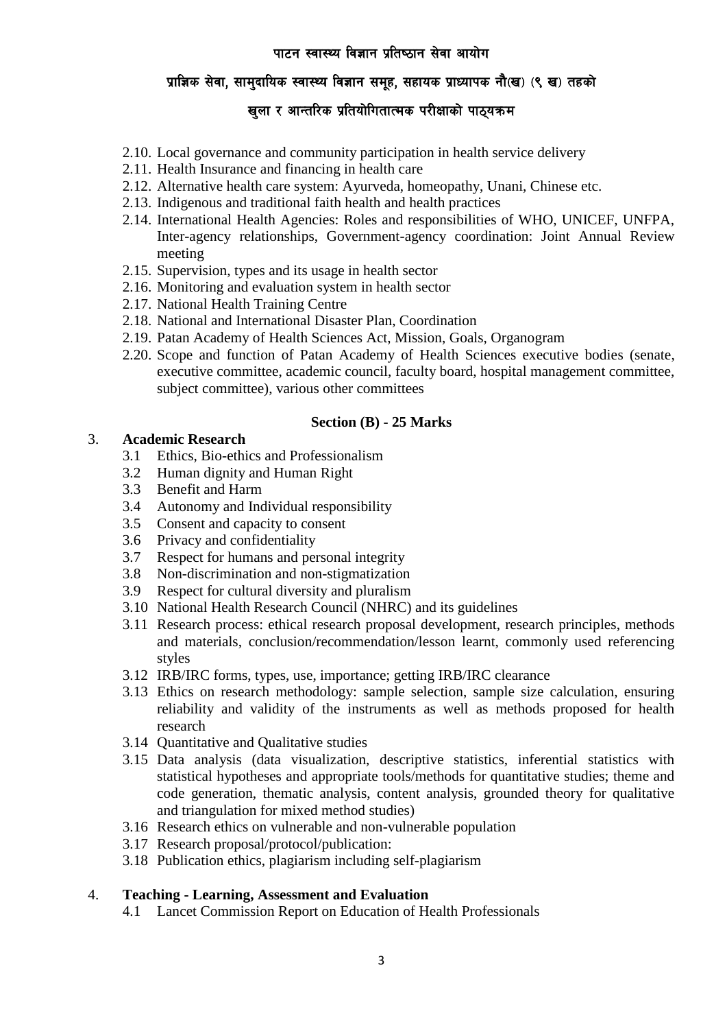- 2.10. Local governance and community participation in health service delivery
- 2.11. Health Insurance and financing in health care
- 2.12. Alternative health care system: Ayurveda, homeopathy, Unani, Chinese etc.
- 2.13. Indigenous and traditional faith health and health practices
- 2.14. International Health Agencies: Roles and responsibilities of WHO, UNICEF, UNFPA, Inter-agency relationships, Government-agency coordination: Joint Annual Review meeting
- 2.15. Supervision, types and its usage in health sector
- 2.16. Monitoring and evaluation system in health sector
- 2.17. National Health Training Centre
- 2.18. National and International Disaster Plan, Coordination
- 2.19. Patan Academy of Health Sciences Act, Mission, Goals, Organogram
- 2.20. Scope and function of Patan Academy of Health Sciences executive bodies (senate, executive committee, academic council, faculty board, hospital management committee, subject committee), various other committees

**Section (B) - 25 Marks**

3. **Academic Research**
   - 3.1 Ethics, Bio-ethics and Professionalism
   - 3.2 Human dignity and Human Right
   - 3.3 Benefit and Harm
   - 3.4 Autonomy and Individual responsibility
   - 3.5 Consent and capacity to consent
   - 3.6 Privacy and confidentiality
   - 3.7 Respect for humans and personal integrity
   - 3.8 Non-discrimination and non-stigmatization
   - 3.9 Respect for cultural diversity and pluralism
   - 3.10 National Health Research Council (NHRC) and its guidelines
   - 3.11 Research process: ethical research proposal development, research principles, methods and materials, conclusion/recommendation/lesson learnt, commonly used referencing styles
   - 3.12 IRB/IRC forms, types, use, importance; getting IRB/IRC clearance
   - 3.13 Ethics on research methodology: sample selection, sample size calculation, ensuring reliability and validity of the instruments as well as methods proposed for health research
   - 3.14 Quantitative and Qualitative studies
   - 3.15 Data analysis (data visualization, descriptive statistics, inferential statistics with statistical hypotheses and appropriate tools/methods for quantitative studies; theme and code generation, thematic analysis, content analysis, grounded theory for qualitative and triangulation for mixed method studies)
   - 3.16 Research ethics on vulnerable and non-vulnerable population
   - 3.17 Research proposal/protocol/publication:
   - 3.18 Publication ethics, plagiarism including self-plagiarism

4. **Teaching - Learning, Assessment and Evaluation**
   - 4.1 Lancet Commission Report on Education of Health Professionals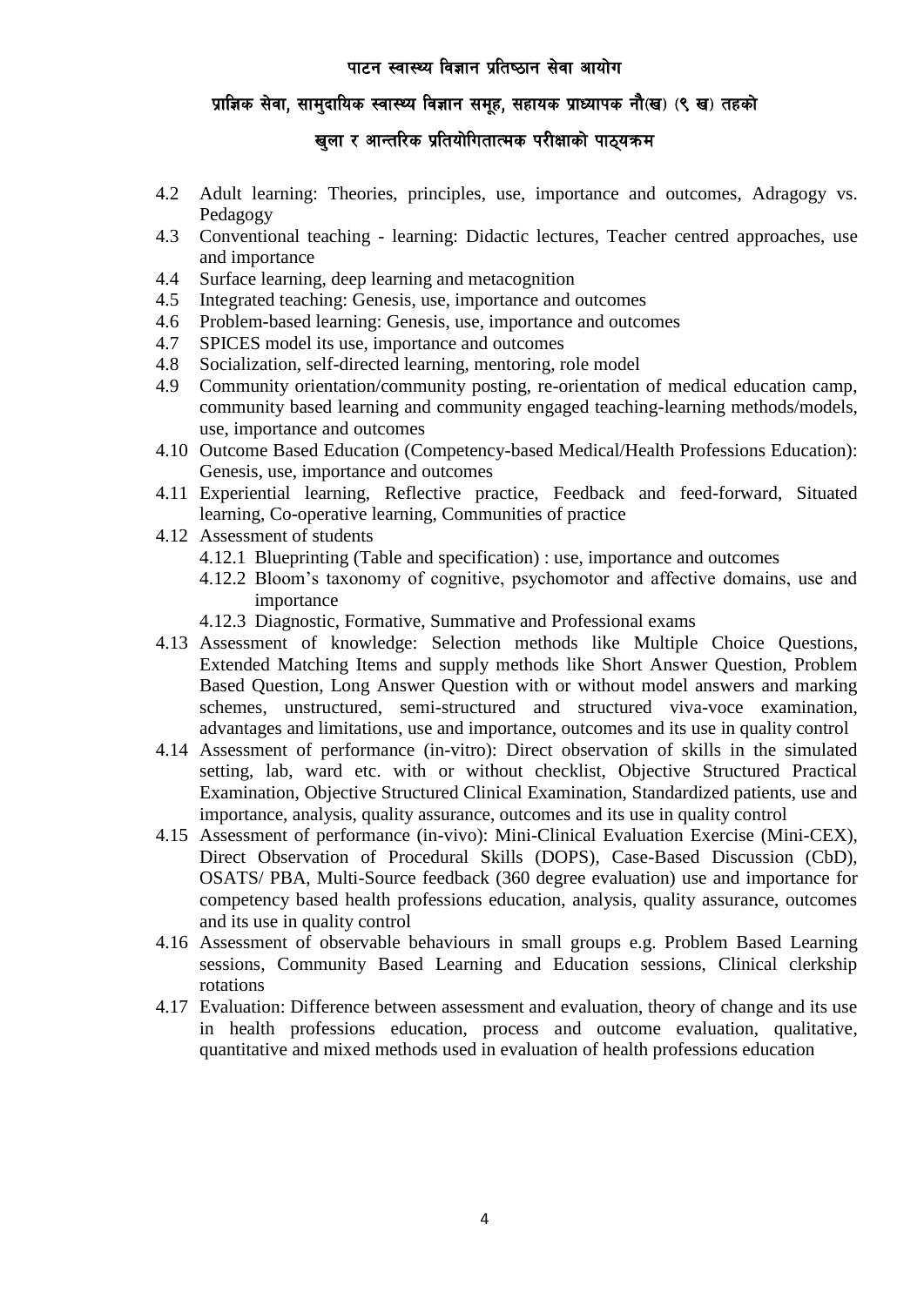- 4.2 Adult learning: Theories, principles, use, importance and outcomes, Adragogy vs. Pedagogy
- 4.3 Conventional teaching - learning: Didactic lectures, Teacher centred approaches, use and importance
- 4.4 Surface learning, deep learning and metacognition
- 4.5 Integrated teaching: Genesis, use, importance and outcomes
- 4.6 Problem-based learning: Genesis, use, importance and outcomes
- 4.7 SPICES model its use, importance and outcomes
- 4.8 Socialization, self-directed learning, mentoring, role model
- 4.9 Community orientation/community posting, re-orientation of medical education camp, community based learning and community engaged teaching-learning methods/models, use, importance and outcomes
- 4.10 Outcome Based Education (Competency-based Medical/Health Professions Education): Genesis, use, importance and outcomes
- 4.11 Experiential learning, Reflective practice, Feedback and feed-forward, Situated learning, Co-operative learning, Communities of practice
- 4.12 Assessment of students
  - 4.12.1 Blueprinting (Table and specification) : use, importance and outcomes
  - 4.12.2 Bloom's taxonomy of cognitive, psychomotor and affective domains, use and importance
  - 4.12.3 Diagnostic, Formative, Summative and Professional exams
- 4.13 Assessment of knowledge: Selection methods like Multiple Choice Questions, Extended Matching Items and supply methods like Short Answer Question, Problem Based Question, Long Answer Question with or without model answers and marking schemes, unstructured, semi-structured and structured viva-voce examination, advantages and limitations, use and importance, outcomes and its use in quality control
- 4.14 Assessment of performance (in-vitro): Direct observation of skills in the simulated setting, lab, ward etc. with or without checklist, Objective Structured Practical Examination, Objective Structured Clinical Examination, Standardized patients, use and importance, analysis, quality assurance, outcomes and its use in quality control
- 4.15 Assessment of performance (in-vivo): Mini-Clinical Evaluation Exercise (Mini-CEX), Direct Observation of Procedural Skills (DOPS), Case-Based Discussion (CbD), OSATS/ PBA, Multi-Source feedback (360 degree evaluation) use and importance for competency based health professions education, analysis, quality assurance, outcomes and its use in quality control
- 4.16 Assessment of observable behaviours in small groups e.g. Problem Based Learning sessions, Community Based Learning and Education sessions, Clinical clerkship rotations
- 4.17 Evaluation: Difference between assessment and evaluation, theory of change and its use in health professions education, process and outcome evaluation, qualitative, quantitative and mixed methods used in evaluation of health professions education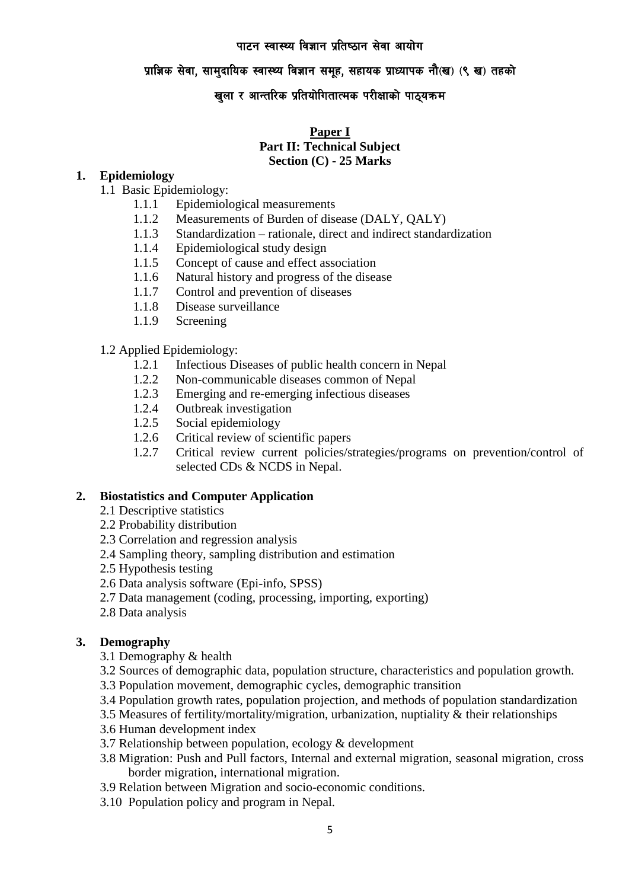पाटन स्वास्थ्य विज्ञान प्रतिष्ठान सेवा आयोग

प्राज्ञिक सेवा, सामुदायिक स्वास्थ्य विज्ञान समूह, सहायक प्राध्यापक नौ(ख) (९ ख) तहको

खुला र आन्तरिक प्रतियोगितात्मक परीक्षाको पाठ्यक्रम

## Paper I
## Part II: Technical Subject
## Section (C) - 25 Marks

### 1. Epidemiology

1.1 Basic Epidemiology:

- 1.1.1 Epidemiological measurements
- 1.1.2 Measurements of Burden of disease (DALY, QALY)
- 1.1.3 Standardization – rationale, direct and indirect standardization
- 1.1.4 Epidemiological study design
- 1.1.5 Concept of cause and effect association
- 1.1.6 Natural history and progress of the disease
- 1.1.7 Control and prevention of diseases
- 1.1.8 Disease surveillance
- 1.1.9 Screening

1.2 Applied Epidemiology:

- 1.2.1 Infectious Diseases of public health concern in Nepal
- 1.2.2 Non-communicable diseases common of Nepal
- 1.2.3 Emerging and re-emerging infectious diseases
- 1.2.4 Outbreak investigation
- 1.2.5 Social epidemiology
- 1.2.6 Critical review of scientific papers
- 1.2.7 Critical review current policies/strategies/programs on prevention/control of selected CDs & NCDS in Nepal.

### 2. Biostatistics and Computer Application

- 2.1 Descriptive statistics
- 2.2 Probability distribution
- 2.3 Correlation and regression analysis
- 2.4 Sampling theory, sampling distribution and estimation
- 2.5 Hypothesis testing
- 2.6 Data analysis software (Epi-info, SPSS)
- 2.7 Data management (coding, processing, importing, exporting)
- 2.8 Data analysis

### 3. Demography

- 3.1 Demography & health
- 3.2 Sources of demographic data, population structure, characteristics and population growth.
- 3.3 Population movement, demographic cycles, demographic transition
- 3.4 Population growth rates, population projection, and methods of population standardization
- 3.5 Measures of fertility/mortality/migration, urbanization, nuptiality & their relationships
- 3.6 Human development index
- 3.7 Relationship between population, ecology & development
- 3.8 Migration: Push and Pull factors, Internal and external migration, seasonal migration, cross border migration, international migration.
- 3.9 Relation between Migration and socio-economic conditions.
- 3.10 Population policy and program in Nepal.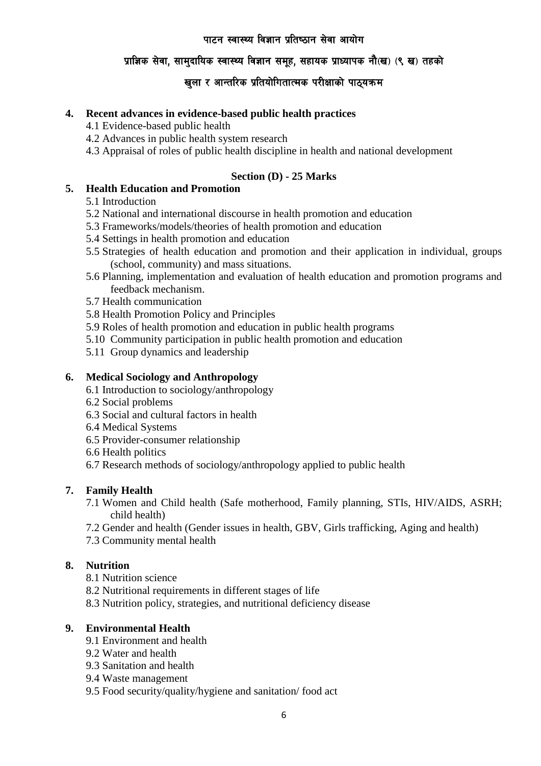**4. Recent advances in evidence-based public health practices**

4.1 Evidence-based public health
4.2 Advances in public health system research
4.3 Appraisal of roles of public health discipline in health and national development

**Section (D) - 25 Marks**

**5. Health Education and Promotion**

5.1 Introduction
5.2 National and international discourse in health promotion and education
5.3 Frameworks/models/theories of health promotion and education
5.4 Settings in health promotion and education
5.5 Strategies of health education and promotion and their application in individual, groups (school, community) and mass situations.
5.6 Planning, implementation and evaluation of health education and promotion programs and feedback mechanism.
5.7 Health communication
5.8 Health Promotion Policy and Principles
5.9 Roles of health promotion and education in public health programs
5.10 Community participation in public health promotion and education
5.11 Group dynamics and leadership

**6. Medical Sociology and Anthropology**

6.1 Introduction to sociology/anthropology
6.2 Social problems
6.3 Social and cultural factors in health
6.4 Medical Systems
6.5 Provider-consumer relationship
6.6 Health politics
6.7 Research methods of sociology/anthropology applied to public health

**7. Family Health**

7.1 Women and Child health (Safe motherhood, Family planning, STIs, HIV/AIDS, ASRH; child health)
7.2 Gender and health (Gender issues in health, GBV, Girls trafficking, Aging and health)
7.3 Community mental health

**8. Nutrition**

8.1 Nutrition science
8.2 Nutritional requirements in different stages of life
8.3 Nutrition policy, strategies, and nutritional deficiency disease

**9. Environmental Health**

9.1 Environment and health
9.2 Water and health
9.3 Sanitation and health
9.4 Waste management
9.5 Food security/quality/hygiene and sanitation/ food act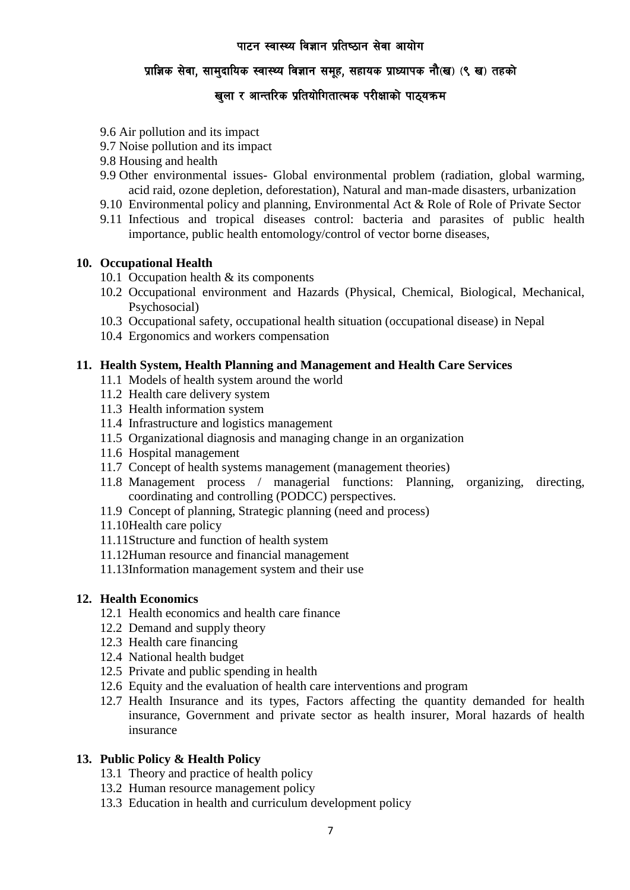9.6 Air pollution and its impact
9.7 Noise pollution and its impact
9.8 Housing and health
9.9 Other environmental issues- Global environmental problem (radiation, global warming, acid raid, ozone depletion, deforestation), Natural and man-made disasters, urbanization
9.10 Environmental policy and planning, Environmental Act & Role of Role of Private Sector
9.11 Infectious and tropical diseases control: bacteria and parasites of public health importance, public health entomology/control of vector borne diseases,

## 10. Occupational Health

10.1 Occupation health & its components
10.2 Occupational environment and Hazards (Physical, Chemical, Biological, Mechanical, Psychosocial)
10.3 Occupational safety, occupational health situation (occupational disease) in Nepal
10.4 Ergonomics and workers compensation

## 11. Health System, Health Planning and Management and Health Care Services

11.1 Models of health system around the world
11.2 Health care delivery system
11.3 Health information system
11.4 Infrastructure and logistics management
11.5 Organizational diagnosis and managing change in an organization
11.6 Hospital management
11.7 Concept of health systems management (management theories)
11.8 Management process / managerial functions: Planning, organizing, directing, coordinating and controlling (PODCC) perspectives.
11.9 Concept of planning, Strategic planning (need and process)
11.10 Health care policy
11.11 Structure and function of health system
11.12 Human resource and financial management
11.13 Information management system and their use

## 12. Health Economics

12.1 Health economics and health care finance
12.2 Demand and supply theory
12.3 Health care financing
12.4 National health budget
12.5 Private and public spending in health
12.6 Equity and the evaluation of health care interventions and program
12.7 Health Insurance and its types, Factors affecting the quantity demanded for health insurance, Government and private sector as health insurer, Moral hazards of health insurance

## 13. Public Policy & Health Policy

13.1 Theory and practice of health policy
13.2 Human resource management policy
13.3 Education in health and curriculum development policy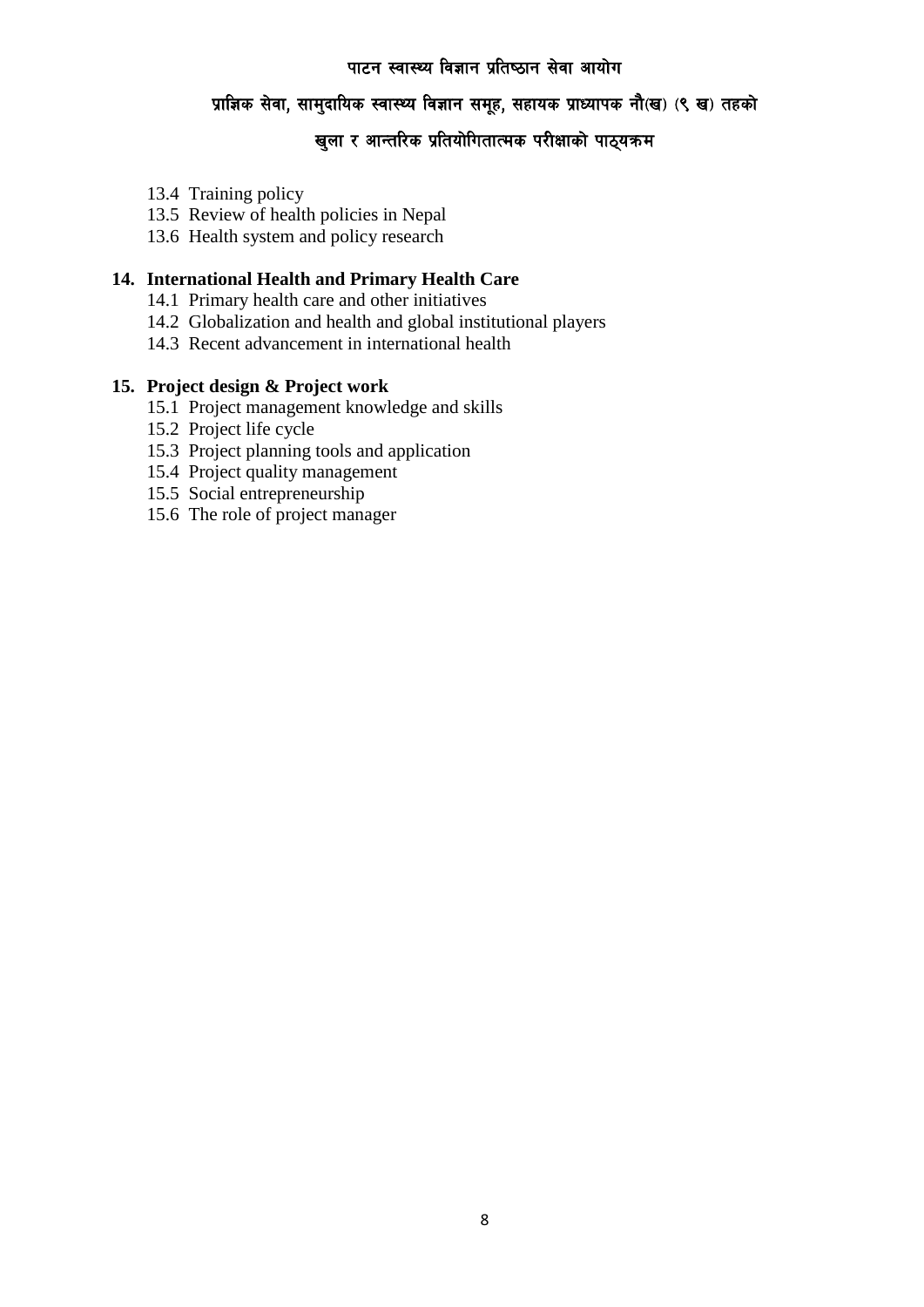13.4 Training policy
13.5 Review of health policies in Nepal
13.6 Health system and policy research

**14. International Health and Primary Health Care**

14.1 Primary health care and other initiatives
14.2 Globalization and health and global institutional players
14.3 Recent advancement in international health

**15. Project design & Project work**

15.1 Project management knowledge and skills
15.2 Project life cycle
15.3 Project planning tools and application
15.4 Project quality management
15.5 Social entrepreneurship
15.6 The role of project manager